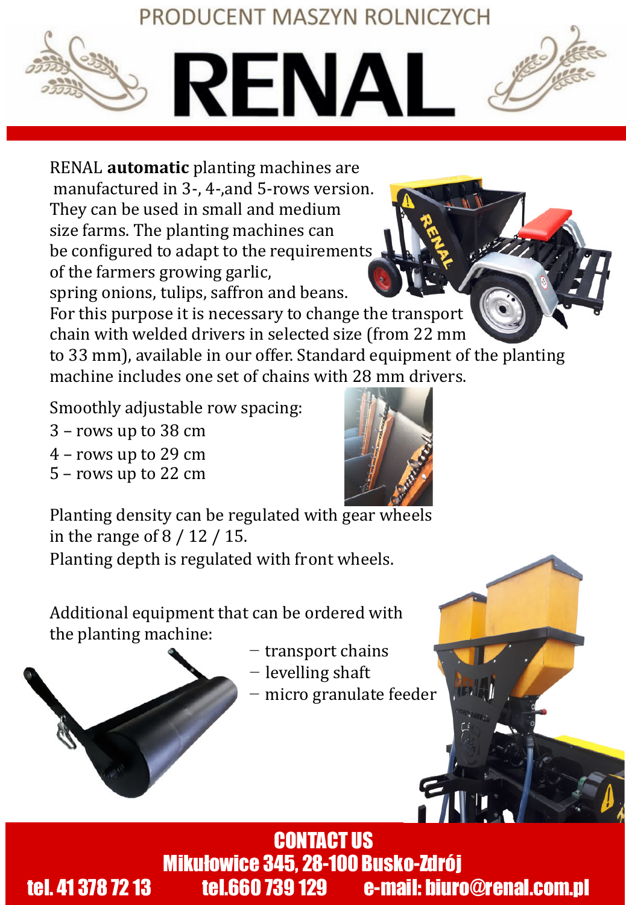PRODUCENT MASZYN ROLNICZYCH

# RENAL

RENAL **automatic** planting machines are manufactured in 3-, 4-,and 5-rows version. They can be used in small and medium size farms. The planting machines can be configured to adapt to the requirements of the farmers growing garlic, spring onions, tulips, saffron and beans. For this purpose it is necessary to change the transport chain with welded drivers in selected size (from 22 mm to 33 mm), available in our offer. Standard equipment of the planting machine includes one set of chains with 28 mm drivers.

Smoothly adjustable row spacing:

3 – rows up to 38 cm

4 – rows up to 29 cm

5 – rows up to 22 cm

Planting density can be regulated with gear wheels in the range of 8 / 12 / 15.

Planting depth is regulated with front wheels.

Additional equipment that can be ordered with the planting machine:

- transport chains
- levelling shaft
- micro granulate feeder

## CONTACT US

Mikułowice 345, 28-100 Busko-Zdrój

tel. 41 378 72 13 tel.660 739 129 e-mail: biuro@renal.com.pl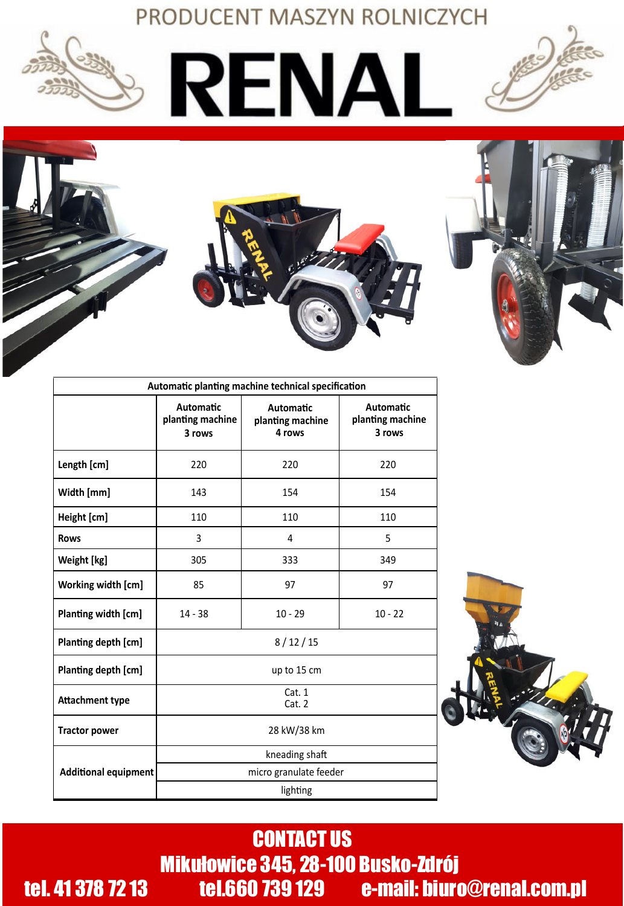PRODUCENT MASZYN ROLNICZYCH

# RENAL

| Automatic planting machine technical specification | | | |
|---|---|---|---|
| | Automatic planting machine 3 rows | Automatic planting machine 4 rows | Automatic planting machine 3 rows |
| Length [cm] | 220 | 220 | 220 |
| Width [mm] | 143 | 154 | 154 |
| Height [cm] | 110 | 110 | 110 |
| Rows | 3 | 4 | 5 |
| Weight [kg] | 305 | 333 | 349 |
| Working width [cm] | 85 | 97 | 97 |
| Planting width [cm] | 14 - 38 | 10 - 29 | 10 - 22 |
| Planting depth [cm] | 8 / 12 / 15 | | |
| Planting depth [cm] | up to 15 cm | | |
| Attachment type | Cat. 1<br>Cat. 2 | | |
| Tractor power | 28 kW/38 km | | |
| Additional equipment | kneading shaft | | |
| | micro granulate feeder | | |
| | lighting | | |

**CONTACT US**

**Mikułowice 345, 28-100 Busko-Zdrój**

**tel. 41 378 72 13** **tel.660 739 129** **e-mail: biuro@renal.com.pl**